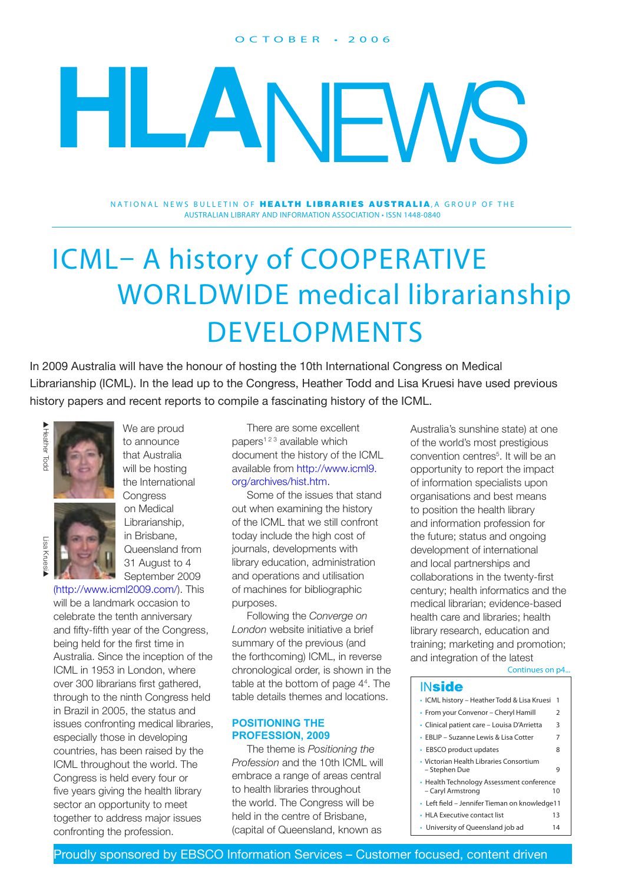OCTOBER • 2006

# HLA NEWS

NATIONAL NEWS BULLETIN OF **HEALTH LIBRARIES AUSTRALIA**, A GROUP OF THE AUSTRALIAN LIBRARY AND INFORMATION ASSOCIATION • ISSN 1448-0840

# ICML– A history of COOPERATIVE WORLDWIDE medical librarianship DEVELOPMENTS

In 2009 Australia will have the honour of hosting the 10th International Congress on Medical Librarianship (ICML). In the lead up to the Congress, Heather Todd and Lisa Kruesi have used previous history papers and recent reports to compile a fascinating history of the ICML.

Heather Todd

Lisa Kruesi

We are proud to announce that Australia will be hosting the International Congress on Medical Librarianship, in Brisbane, Queensland from 31 August to 4 September 2009 (http://www.icml2009.com/). This will be a landmark occasion to celebrate the tenth anniversary and fifty-fifth year of the Congress, being held for the first time in Australia. Since the inception of the ICML in 1953 in London, where over 300 librarians first gathered, through to the ninth Congress held in Brazil in 2005, the status and issues confronting medical libraries, especially those in developing countries, has been raised by the ICML throughout the world. The Congress is held every four or five years giving the health library sector an opportunity to meet together to address major issues confronting the profession.

There are some excellent papers[1 2 3] available which document the history of the ICML available from http://www.icml9.org/archives/hist.htm.

Some of the issues that stand out when examining the history of the ICML that we still confront today include the high cost of journals, developments with library education, administration and operations and utilisation of machines for bibliographic purposes.

Following the *Converge on London* website initiative a brief summary of the previous (and the forthcoming) ICML, in reverse chronological order, is shown in the table at the bottom of page 4[4]. The table details themes and locations.

## POSITIONING THE PROFESSION, 2009

The theme is *Positioning the Profession* and the 10th ICML will embrace a range of areas central to health libraries throughout the world. The Congress will be held in the centre of Brisbane, (capital of Queensland, known as Australia's sunshine state) at one of the world's most prestigious convention centres[5]. It will be an opportunity to report the impact of information specialists upon organisations and best means to position the health library and information profession for the future; status and ongoing development of international and local partnerships and collaborations in the twenty-first century; health informatics and the medical librarian; evidence-based health care and libraries; health library research, education and training; marketing and promotion; and integration of the latest

Continues on p4...

### INside

| | |
|---|---|
| ICML history – Heather Todd & Lisa Kruesi | 1 |
| From your Convenor – Cheryl Hamill | 2 |
| Clinical patient care – Louisa D'Arrietta | 3 |
| EBLIP – Suzanne Lewis & Lisa Cotter | 7 |
| EBSCO product updates | 8 |
| Victorian Health Libraries Consortium – Stephen Due | 9 |
| Health Technology Assessment conference – Caryl Armstrong | 10 |
| Left field – Jennifer Tieman on knowledge | 11 |
| HLA Executive contact list | 13 |
| University of Queensland job ad | 14 |

Proudly sponsored by EBSCO Information Services – Customer focused, content driven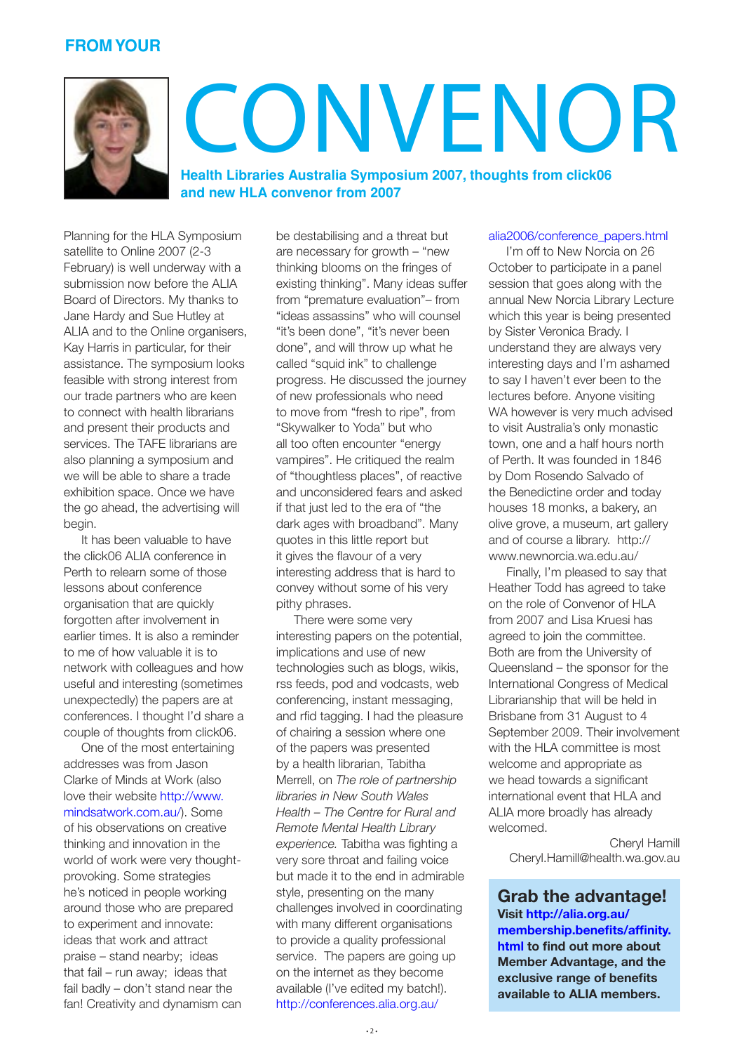## FROM YOUR

# CONVENOR

### Health Libraries Australia Symposium 2007, thoughts from click06 and new HLA convenor from 2007

Planning for the HLA Symposium satellite to Online 2007 (2-3 February) is well underway with a submission now before the ALIA Board of Directors. My thanks to Jane Hardy and Sue Hutley at ALIA and to the Online organisers, Kay Harris in particular, for their assistance. The symposium looks feasible with strong interest from our trade partners who are keen to connect with health librarians and present their products and services. The TAFE librarians are also planning a symposium and we will be able to share a trade exhibition space. Once we have the go ahead, the advertising will begin.

It has been valuable to have the click06 ALIA conference in Perth to relearn some of those lessons about conference organisation that are quickly forgotten after involvement in earlier times. It is also a reminder to me of how valuable it is to network with colleagues and how useful and interesting (sometimes unexpectedly) the papers are at conferences. I thought I'd share a couple of thoughts from click06.

One of the most entertaining addresses was from Jason Clarke of Minds at Work (also love their website http://www.mindsatwork.com.au/). Some of his observations on creative thinking and innovation in the world of work were very thought-provoking. Some strategies he's noticed in people working around those who are prepared to experiment and innovate: ideas that work and attract praise – stand nearby; ideas that fail – run away; ideas that fail badly – don't stand near the fan! Creativity and dynamism can be destabilising and a threat but are necessary for growth – "new thinking blooms on the fringes of existing thinking". Many ideas suffer from "premature evaluation"– from "ideas assassins" who will counsel "it's been done", "it's never been done", and will throw up what he called "squid ink" to challenge progress. He discussed the journey of new professionals who need to move from "fresh to ripe", from "Skywalker to Yoda" but who all too often encounter "energy vampires". He critiqued the realm of "thoughtless places", of reactive and unconsidered fears and asked if that just led to the era of "the dark ages with broadband". Many quotes in this little report but it gives the flavour of a very interesting address that is hard to convey without some of his very pithy phrases.

There were some very interesting papers on the potential, implications and use of new technologies such as blogs, wikis, rss feeds, pod and vodcasts, web conferencing, instant messaging, and rfid tagging. I had the pleasure of chairing a session where one of the papers was presented by a health librarian, Tabitha Merrell, on *The role of partnership libraries in New South Wales Health – The Centre for Rural and Remote Mental Health Library experience.* Tabitha was fighting a very sore throat and failing voice but made it to the end in admirable style, presenting on the many challenges involved in coordinating with many different organisations to provide a quality professional service. The papers are going up on the internet as they become available (I've edited my batch!). http://conferences.alia.org.au/alia2006/conference_papers.html

I'm off to New Norcia on 26 October to participate in a panel session that goes along with the annual New Norcia Library Lecture which this year is being presented by Sister Veronica Brady. I understand they are always very interesting days and I'm ashamed to say I haven't ever been to the lectures before. Anyone visiting WA however is very much advised to visit Australia's only monastic town, one and a half hours north of Perth. It was founded in 1846 by Dom Rosendo Salvado of the Benedictine order and today houses 18 monks, a bakery, an olive grove, a museum, art gallery and of course a library. http://www.newnorcia.wa.edu.au/

Finally, I'm pleased to say that Heather Todd has agreed to take on the role of Convenor of HLA from 2007 and Lisa Kruesi has agreed to join the committee. Both are from the University of Queensland – the sponsor for the International Congress of Medical Librarianship that will be held in Brisbane from 31 August to 4 September 2009. Their involvement with the HLA committee is most welcome and appropriate as we head towards a significant international event that HLA and ALIA more broadly has already welcomed.

Cheryl Hamill
Cheryl.Hamill@health.wa.gov.au

---

**Grab the advantage!**

**Visit http://alia.org.au/membership.benefits/affinity.html to find out more about Member Advantage, and the exclusive range of benefits available to ALIA members.**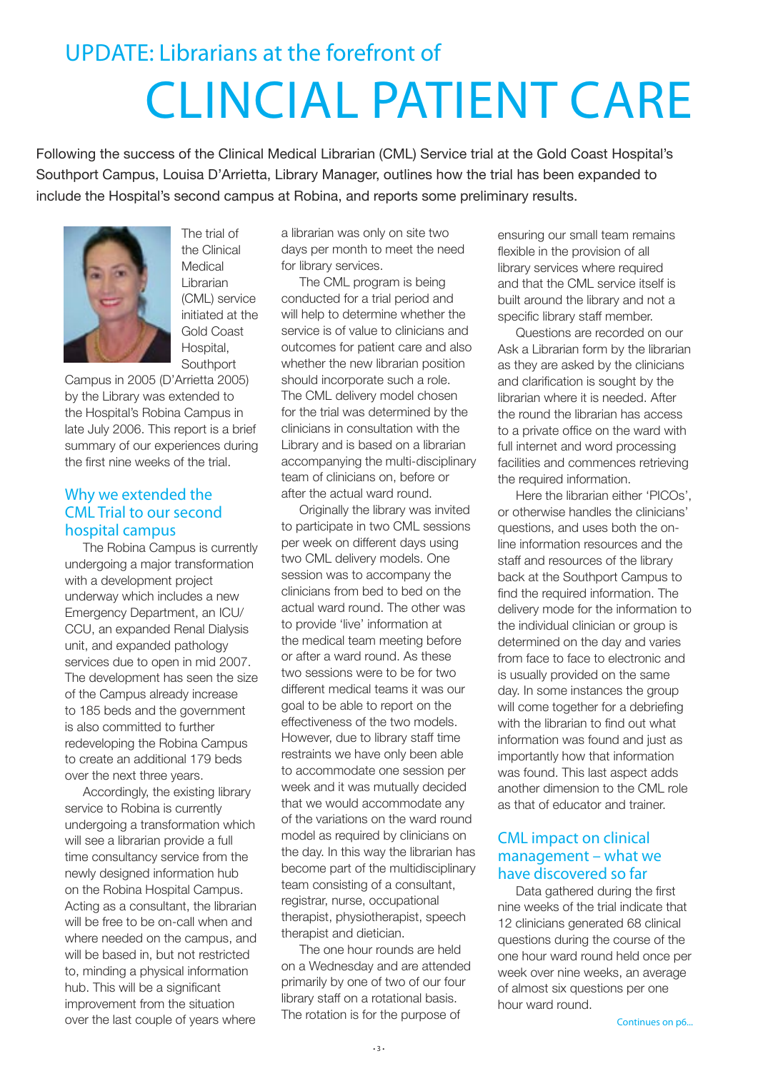## UPDATE: Librarians at the forefront of

# CLINCIAL PATIENT CARE

Following the success of the Clinical Medical Librarian (CML) Service trial at the Gold Coast Hospital's Southport Campus, Louisa D'Arrietta, Library Manager, outlines how the trial has been expanded to include the Hospital's second campus at Robina, and reports some preliminary results.

The trial of the Clinical Medical Librarian (CML) service initiated at the Gold Coast Hospital, Southport Campus in 2005 (D'Arrietta 2005) by the Library was extended to the Hospital's Robina Campus in late July 2006. This report is a brief summary of our experiences during the first nine weeks of the trial.

### Why we extended the CML Trial to our second hospital campus

The Robina Campus is currently undergoing a major transformation with a development project underway which includes a new Emergency Department, an ICU/CCU, an expanded Renal Dialysis unit, and expanded pathology services due to open in mid 2007. The development has seen the size of the Campus already increase to 185 beds and the government is also committed to further redeveloping the Robina Campus to create an additional 179 beds over the next three years.

Accordingly, the existing library service to Robina is currently undergoing a transformation which will see a librarian provide a full time consultancy service from the newly designed information hub on the Robina Hospital Campus. Acting as a consultant, the librarian will be free to be on-call when and where needed on the campus, and will be based in, but not restricted to, minding a physical information hub. This will be a significant improvement from the situation over the last couple of years where a librarian was only on site two days per month to meet the need for library services.

The CML program is being conducted for a trial period and will help to determine whether the service is of value to clinicians and outcomes for patient care and also whether the new librarian position should incorporate such a role. The CML delivery model chosen for the trial was determined by the clinicians in consultation with the Library and is based on a librarian accompanying the multi-disciplinary team of clinicians on, before or after the actual ward round.

Originally the library was invited to participate in two CML sessions per week on different days using two CML delivery models. One session was to accompany the clinicians from bed to bed on the actual ward round. The other was to provide 'live' information at the medical team meeting before or after a ward round. As these two sessions were to be for two different medical teams it was our goal to be able to report on the effectiveness of the two models. However, due to library staff time restraints we have only been able to accommodate one session per week and it was mutually decided that we would accommodate any of the variations on the ward round model as required by clinicians on the day. In this way the librarian has become part of the multidisciplinary team consisting of a consultant, registrar, nurse, occupational therapist, physiotherapist, speech therapist and dietician.

The one hour rounds are held on a Wednesday and are attended primarily by one of two of our four library staff on a rotational basis. The rotation is for the purpose of ensuring our small team remains flexible in the provision of all library services where required and that the CML service itself is built around the library and not a specific library staff member.

Questions are recorded on our Ask a Librarian form by the librarian as they are asked by the clinicians and clarification is sought by the librarian where it is needed. After the round the librarian has access to a private office on the ward with full internet and word processing facilities and commences retrieving the required information.

Here the librarian either 'PICOs', or otherwise handles the clinicians' questions, and uses both the on-line information resources and the staff and resources of the library back at the Southport Campus to find the required information. The delivery mode for the information to the individual clinician or group is determined on the day and varies from face to face to electronic and is usually provided on the same day. In some instances the group will come together for a debriefing with the librarian to find out what information was found and just as importantly how that information was found. This last aspect adds another dimension to the CML role as that of educator and trainer.

### CML impact on clinical management – what we have discovered so far

Data gathered during the first nine weeks of the trial indicate that 12 clinicians generated 68 clinical questions during the course of the one hour ward round held once per week over nine weeks, an average of almost six questions per one hour ward round.

Continues on p6...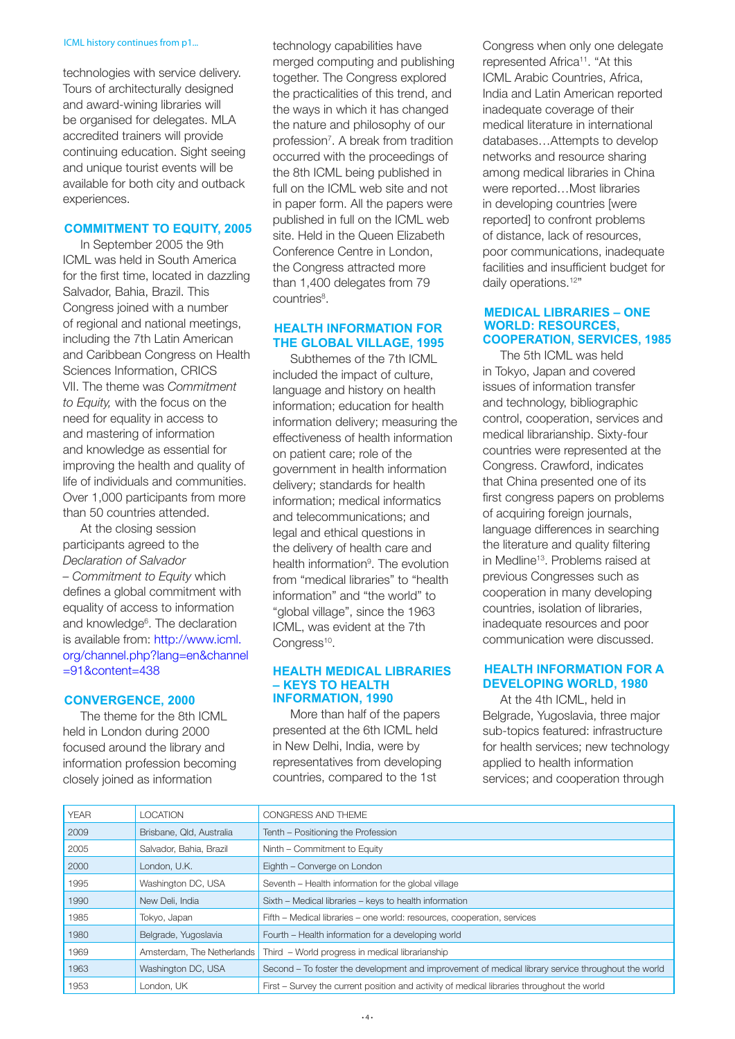ICML history continues from p1...

technologies with service delivery. Tours of architecturally designed and award-wining libraries will be organised for delegates. MLA accredited trainers will provide continuing education. Sight seeing and unique tourist events will be available for both city and outback experiences.

## COMMITMENT TO EQUITY, 2005

In September 2005 the 9th ICML was held in South America for the first time, located in dazzling Salvador, Bahia, Brazil. This Congress joined with a number of regional and national meetings, including the 7th Latin American and Caribbean Congress on Health Sciences Information, CRICS VII. The theme was *Commitment to Equity,* with the focus on the need for equality in access to and mastering of information and knowledge as essential for improving the health and quality of life of individuals and communities. Over 1,000 participants from more than 50 countries attended.

At the closing session participants agreed to the *Declaration of Salvador – Commitment to Equity* which defines a global commitment with equality of access to information and knowledge[6]. The declaration is available from: http://www.icml.org/channel.php?lang=en&channel=91&content=438

## CONVERGENCE, 2000

The theme for the 8th ICML held in London during 2000 focused around the library and information profession becoming closely joined as information technology capabilities have merged computing and publishing together. The Congress explored the practicalities of this trend, and the ways in which it has changed the nature and philosophy of our profession[7]. A break from tradition occurred with the proceedings of the 8th ICML being published in full on the ICML web site and not in paper form. All the papers were published in full on the ICML web site. Held in the Queen Elizabeth Conference Centre in London, the Congress attracted more than 1,400 delegates from 79 countries[8].

## HEALTH INFORMATION FOR THE GLOBAL VILLAGE, 1995

Subthemes of the 7th ICML included the impact of culture, language and history on health information; education for health information delivery; measuring the effectiveness of health information on patient care; role of the government in health information delivery; standards for health information; medical informatics and telecommunications; and legal and ethical questions in the delivery of health care and health information[9]. The evolution from "medical libraries" to "health information" and "the world" to "global village", since the 1963 ICML, was evident at the 7th Congress[10].

## HEALTH MEDICAL LIBRARIES – KEYS TO HEALTH INFORMATION, 1990

More than half of the papers presented at the 6th ICML held in New Delhi, India, were by representatives from developing countries, compared to the 1st Congress when only one delegate represented Africa[11]. "At this ICML Arabic Countries, Africa, India and Latin American reported inadequate coverage of their medical literature in international databases…Attempts to develop networks and resource sharing among medical libraries in China were reported…Most libraries in developing countries [were reported] to confront problems of distance, lack of resources, poor communications, inadequate facilities and insufficient budget for daily operations.[12]"

## MEDICAL LIBRARIES – ONE WORLD: RESOURCES, COOPERATION, SERVICES, 1985

The 5th ICML was held in Tokyo, Japan and covered issues of information transfer and technology, bibliographic control, cooperation, services and medical librarianship. Sixty-four countries were represented at the Congress. Crawford, indicates that China presented one of its first congress papers on problems of acquiring foreign journals, language differences in searching the literature and quality filtering in Medline[13]. Problems raised at previous Congresses such as cooperation in many developing countries, isolation of libraries, inadequate resources and poor communication were discussed.

## HEALTH INFORMATION FOR A DEVELOPING WORLD, 1980

At the 4th ICML, held in Belgrade, Yugoslavia, three major sub-topics featured: infrastructure for health services; new technology applied to health information services; and cooperation through

| YEAR | LOCATION | CONGRESS AND THEME |
|---|---|---|
| 2009 | Brisbane, Qld, Australia | Tenth – Positioning the Profession |
| 2005 | Salvador, Bahia, Brazil | Ninth – Commitment to Equity |
| 2000 | London, U.K. | Eighth – Converge on London |
| 1995 | Washington DC, USA | Seventh – Health information for the global village |
| 1990 | New Deli, India | Sixth – Medical libraries – keys to health information |
| 1985 | Tokyo, Japan | Fifth – Medical libraries – one world: resources, cooperation, services |
| 1980 | Belgrade, Yugoslavia | Fourth – Health information for a developing world |
| 1969 | Amsterdam, The Netherlands | Third – World progress in medical librarianship |
| 1963 | Washington DC, USA | Second – To foster the development and improvement of medical library service throughout the world |
| 1953 | London, UK | First – Survey the current position and activity of medical libraries throughout the world |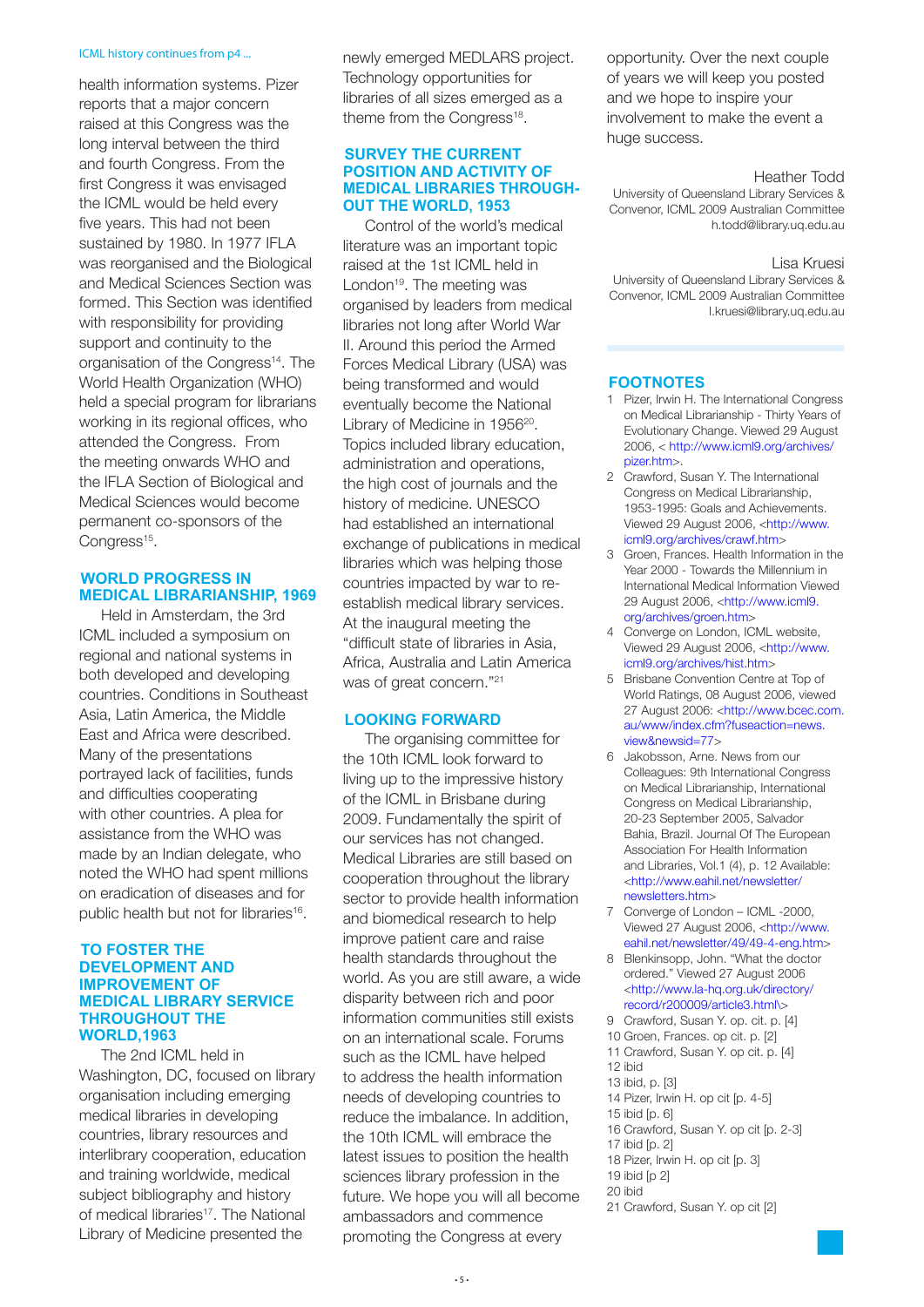ICML history continues from p4 ...

health information systems. Pizer reports that a major concern raised at this Congress was the long interval between the third and fourth Congress. From the first Congress it was envisaged the ICML would be held every five years. This had not been sustained by 1980. In 1977 IFLA was reorganised and the Biological and Medical Sciences Section was formed. This Section was identified with responsibility for providing support and continuity to the organisation of the Congress[14]. The World Health Organization (WHO) held a special program for librarians working in its regional offices, who attended the Congress. From the meeting onwards WHO and the IFLA Section of Biological and Medical Sciences would become permanent co-sponsors of the Congress[15].

## WORLD PROGRESS IN MEDICAL LIBRARIANSHIP, 1969

Held in Amsterdam, the 3rd ICML included a symposium on regional and national systems in both developed and developing countries. Conditions in Southeast Asia, Latin America, the Middle East and Africa were described. Many of the presentations portrayed lack of facilities, funds and difficulties cooperating with other countries. A plea for assistance from the WHO was made by an Indian delegate, who noted the WHO had spent millions on eradication of diseases and for public health but not for libraries[16].

## TO FOSTER THE DEVELOPMENT AND IMPROVEMENT OF MEDICAL LIBRARY SERVICE THROUGHOUT THE WORLD,1963

The 2nd ICML held in Washington, DC, focused on library organisation including emerging medical libraries in developing countries, library resources and interlibrary cooperation, education and training worldwide, medical subject bibliography and history of medical libraries[17]. The National Library of Medicine presented the newly emerged MEDLARS project. Technology opportunities for libraries of all sizes emerged as a theme from the Congress[18].

## SURVEY THE CURRENT POSITION AND ACTIVITY OF MEDICAL LIBRARIES THROUGH-OUT THE WORLD, 1953

Control of the world's medical literature was an important topic raised at the 1st ICML held in London[19]. The meeting was organised by leaders from medical libraries not long after World War II. Around this period the Armed Forces Medical Library (USA) was being transformed and would eventually become the National Library of Medicine in 1956[20]. Topics included library education, administration and operations, the high cost of journals and the history of medicine. UNESCO had established an international exchange of publications in medical libraries which was helping those countries impacted by war to re-establish medical library services. At the inaugural meeting the "difficult state of libraries in Asia, Africa, Australia and Latin America was of great concern."[21]

## LOOKING FORWARD

The organising committee for the 10th ICML look forward to living up to the impressive history of the ICML in Brisbane during 2009. Fundamentally the spirit of our services has not changed. Medical Libraries are still based on cooperation throughout the library sector to provide health information and biomedical research to help improve patient care and raise health standards throughout the world. As you are still aware, a wide disparity between rich and poor information communities still exists on an international scale. Forums such as the ICML have helped to address the health information needs of developing countries to reduce the imbalance. In addition, the 10th ICML will embrace the latest issues to position the health sciences library profession in the future. We hope you will all become ambassadors and commence promoting the Congress at every opportunity. Over the next couple of years we will keep you posted and we hope to inspire your involvement to make the event a huge success.

Heather Todd
University of Queensland Library Services & Convenor, ICML 2009 Australian Committee
h.todd@library.uq.edu.au

Lisa Kruesi
University of Queensland Library Services & Convenor, ICML 2009 Australian Committee
l.kruesi@library.uq.edu.au

## FOOTNOTES

1. Pizer, Irwin H. The International Congress on Medical Librarianship - Thirty Years of Evolutionary Change. Viewed 29 August 2006, < http://www.icml9.org/archives/pizer.htm>.
2. Crawford, Susan Y. The International Congress on Medical Librarianship, 1953-1995: Goals and Achievements. Viewed 29 August 2006, <http://www.icml9.org/archives/crawf.htm>
3. Groen, Frances. Health Information in the Year 2000 - Towards the Millennium in International Medical Information Viewed 29 August 2006, <http://www.icml9.org/archives/groen.htm>
4. Converge on London, ICML website, Viewed 29 August 2006, <http://www.icml9.org/archives/hist.htm>
5. Brisbane Convention Centre at Top of World Ratings, 08 August 2006, viewed 27 August 2006: <http://www.bcec.com.au/www/index.cfm?fuseaction=news.view&newsid=77>
6. Jakobsson, Arne. News from our Colleagues: 9th International Congress on Medical Librarianship, International Congress on Medical Librarianship, 20-23 September 2005, Salvador Bahia, Brazil. Journal Of The European Association For Health Information and Libraries, Vol.1 (4), p. 12 Available: <http://www.eahil.net/newsletter/newsletters.htm>
7. Converge of London – ICML -2000, Viewed 27 August 2006, <http://www.eahil.net/newsletter/49/49-4-eng.htm>
8. Blenkinsopp, John. "What the doctor ordered." Viewed 27 August 2006 <http://www.la-hq.org.uk/directory/record/r200009/article3.html\>
9. Crawford, Susan Y. op. cit. p. [4]
10. Groen, Frances. op cit. p. [2]
11. Crawford, Susan Y. op cit. p. [4]
12. ibid
13. ibid, p. [3]
14. Pizer, Irwin H. op cit [p. 4-5]
15. ibid [p. 6]
16. Crawford, Susan Y. op cit [p. 2-3]
17. ibid [p. 2]
18. Pizer, Irwin H. op cit [p. 3]
19. ibid [p 2]
20. ibid
21. Crawford, Susan Y. op cit [2]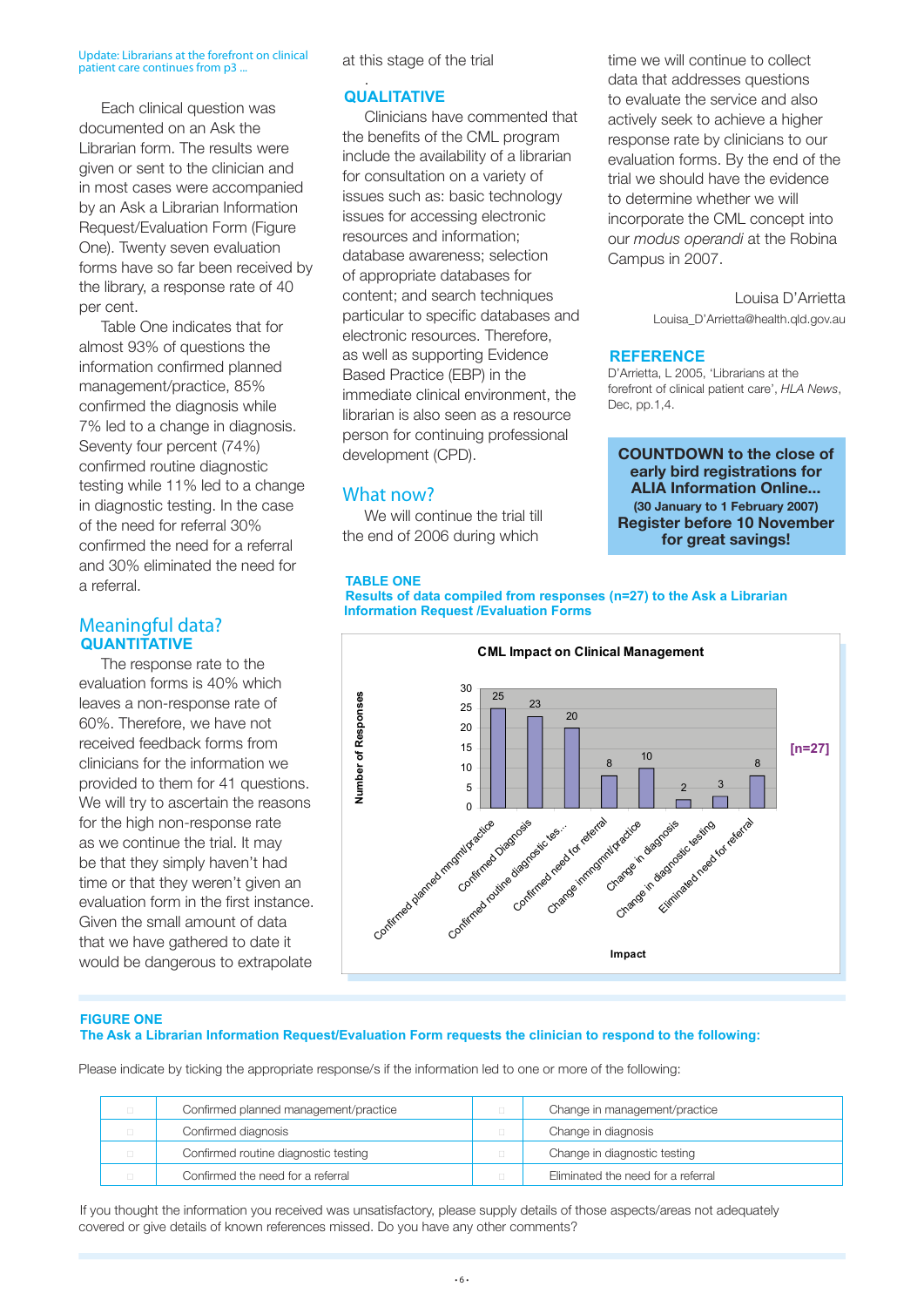Update: Librarians at the forefront on clinical patient care continues from p3 ...

Each clinical question was documented on an Ask the Librarian form. The results were given or sent to the clinician and in most cases were accompanied by an Ask a Librarian Information Request/Evaluation Form (Figure One). Twenty seven evaluation forms have so far been received by the library, a response rate of 40 per cent.

Table One indicates that for almost 93% of questions the information confirmed planned management/practice, 85% confirmed the diagnosis while 7% led to a change in diagnosis. Seventy four percent (74%) confirmed routine diagnostic testing while 11% led to a change in diagnostic testing. In the case of the need for referral 30% confirmed the need for a referral and 30% eliminated the need for a referral.

## Meaningful data?

### QUANTITATIVE

The response rate to the evaluation forms is 40% which leaves a non-response rate of 60%. Therefore, we have not received feedback forms from clinicians for the information we provided to them for 41 questions. We will try to ascertain the reasons for the high non-response rate as we continue the trial. It may be that they simply haven't had time or that they weren't given an evaluation form in the first instance. Given the small amount of data that we have gathered to date it would be dangerous to extrapolate at this stage of the trial

### QUALITATIVE

Clinicians have commented that the benefits of the CML program include the availability of a librarian for consultation on a variety of issues such as: basic technology issues for accessing electronic resources and information; database awareness; selection of appropriate databases for content; and search techniques particular to specific databases and electronic resources. Therefore, as well as supporting Evidence Based Practice (EBP) in the immediate clinical environment, the librarian is also seen as a resource person for continuing professional development (CPD).

## What now?

We will continue the trial till the end of 2006 during which time we will continue to collect data that addresses questions to evaluate the service and also actively seek to achieve a higher response rate by clinicians to our evaluation forms. By the end of the trial we should have the evidence to determine whether we will incorporate the CML concept into our *modus operandi* at the Robina Campus in 2007.

Louisa D'Arrietta

Louisa_D'Arrietta@health.qld.gov.au

### REFERENCE

D'Arrietta, L 2005, 'Librarians at the forefront of clinical patient care', *HLA News*, Dec, pp.1,4.

**COUNTDOWN to the close of early bird registrations for ALIA Information Online...**
**(30 January to 1 February 2007)**
**Register before 10 November for great savings!**

**TABLE ONE**
**Results of data compiled from responses (n=27) to the Ask a Librarian Information Request /Evaluation Forms**

CML Impact on Clinical Management [n=27]

| Impact | Number of Responses |
|---|---|
| Confirmed planned mngmt/practice | 25 |
| Confirmed Diagnosis | 23 |
| Confirmed routine diagnostic tes... | 20 |
| Confirmed need for referral | 8 |
| Change inmngmt/practice | 10 |
| Change in diagnosis | 2 |
| Change in diagnostic testing | 3 |
| Eliminated need for referral | 8 |

**FIGURE ONE**
**The Ask a Librarian Information Request/Evaluation Form requests the clinician to respond to the following:**

Please indicate by ticking the appropriate response/s if the information led to one or more of the following:

| | | | |
|---|---|---|---|
| □ | Confirmed planned management/practice | □ | Change in management/practice |
| □ | Confirmed diagnosis | □ | Change in diagnosis |
| □ | Confirmed routine diagnostic testing | □ | Change in diagnostic testing |
| □ | Confirmed the need for a referral | □ | Eliminated the need for a referral |

If you thought the information you received was unsatisfactory, please supply details of those aspects/areas not adequately covered or give details of known references missed. Do you have any other comments?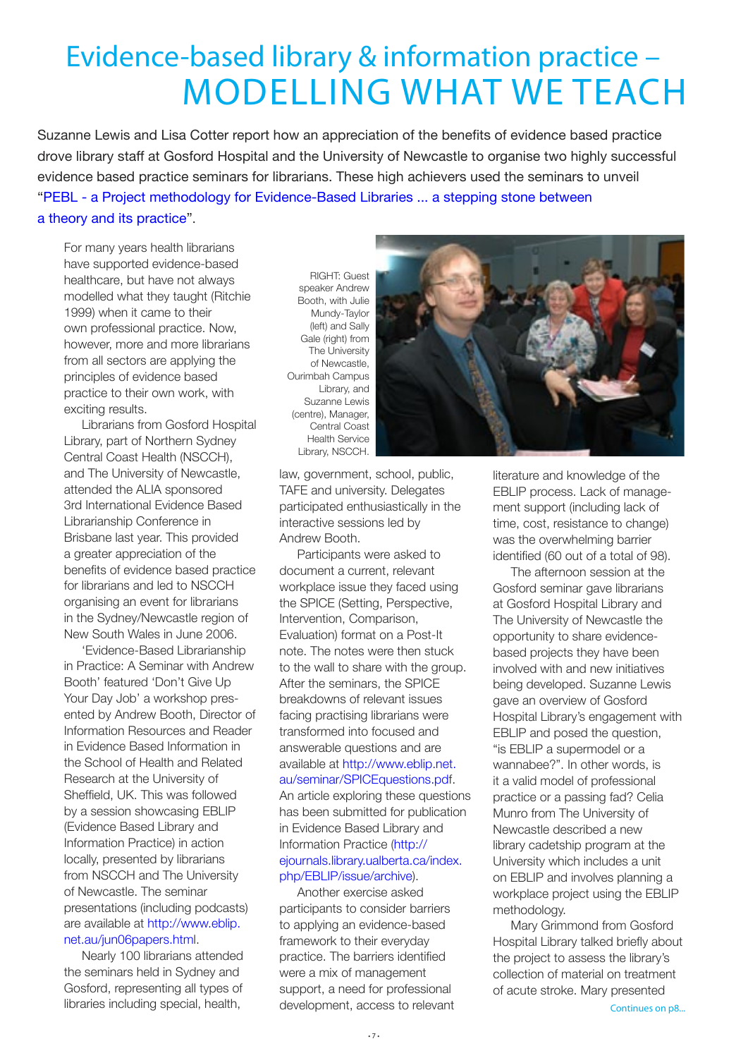# Evidence-based library & information practice – MODELLING WHAT WE TEACH

Suzanne Lewis and Lisa Cotter report how an appreciation of the benefits of evidence based practice drove library staff at Gosford Hospital and the University of Newcastle to organise two highly successful evidence based practice seminars for librarians. These high achievers used the seminars to unveil "PEBL - a Project methodology for Evidence-Based Libraries ... a stepping stone between a theory and its practice".

For many years health librarians have supported evidence-based healthcare, but have not always modelled what they taught (Ritchie 1999) when it came to their own professional practice. Now, however, more and more librarians from all sectors are applying the principles of evidence based practice to their own work, with exciting results.

Librarians from Gosford Hospital Library, part of Northern Sydney Central Coast Health (NSCCH), and The University of Newcastle, attended the ALIA sponsored 3rd International Evidence Based Librarianship Conference in Brisbane last year. This provided a greater appreciation of the benefits of evidence based practice for librarians and led to NSCCH organising an event for librarians in the Sydney/Newcastle region of New South Wales in June 2006.

'Evidence-Based Librarianship in Practice: A Seminar with Andrew Booth' featured 'Don't Give Up Your Day Job' a workshop presented by Andrew Booth, Director of Information Resources and Reader in Evidence Based Information in the School of Health and Related Research at the University of Sheffield, UK. This was followed by a session showcasing EBLIP (Evidence Based Library and Information Practice) in action locally, presented by librarians from NSCCH and The University of Newcastle. The seminar presentations (including podcasts) are available at http://www.eblip.net.au/jun06papers.html.

Nearly 100 librarians attended the seminars held in Sydney and Gosford, representing all types of libraries including special, health, law, government, school, public, TAFE and university. Delegates participated enthusiastically in the interactive sessions led by Andrew Booth.

RIGHT: Guest speaker Andrew Booth, with Julie Mundy-Taylor (left) and Sally Gale (right) from The University of Newcastle, Ourimbah Campus Library, and Suzanne Lewis (centre), Manager, Central Coast Health Service Library, NSCCH.

Participants were asked to document a current, relevant workplace issue they faced using the SPICE (Setting, Perspective, Intervention, Comparison, Evaluation) format on a Post-It note. The notes were then stuck to the wall to share with the group. After the seminars, the SPICE breakdowns of relevant issues facing practising librarians were transformed into focused and answerable questions and are available at http://www.eblip.net.au/seminar/SPICEquestions.pdf. An article exploring these questions has been submitted for publication in Evidence Based Library and Information Practice (http://ejournals.library.ualberta.ca/index.php/EBLIP/issue/archive).

Another exercise asked participants to consider barriers to applying an evidence-based framework to their everyday practice. The barriers identified were a mix of management support, a need for professional development, access to relevant literature and knowledge of the EBLIP process. Lack of management support (including lack of time, cost, resistance to change) was the overwhelming barrier identified (60 out of a total of 98).

The afternoon session at the Gosford seminar gave librarians at Gosford Hospital Library and The University of Newcastle the opportunity to share evidence-based projects they have been involved with and new initiatives being developed. Suzanne Lewis gave an overview of Gosford Hospital Library's engagement with EBLIP and posed the question, "is EBLIP a supermodel or a wannabee?". In other words, is it a valid model of professional practice or a passing fad? Celia Munro from The University of Newcastle described a new library cadetship program at the University which includes a unit on EBLIP and involves planning a workplace project using the EBLIP methodology.

Mary Grimmond from Gosford Hospital Library talked briefly about the project to assess the library's collection of material on treatment of acute stroke. Mary presented

Continues on p8...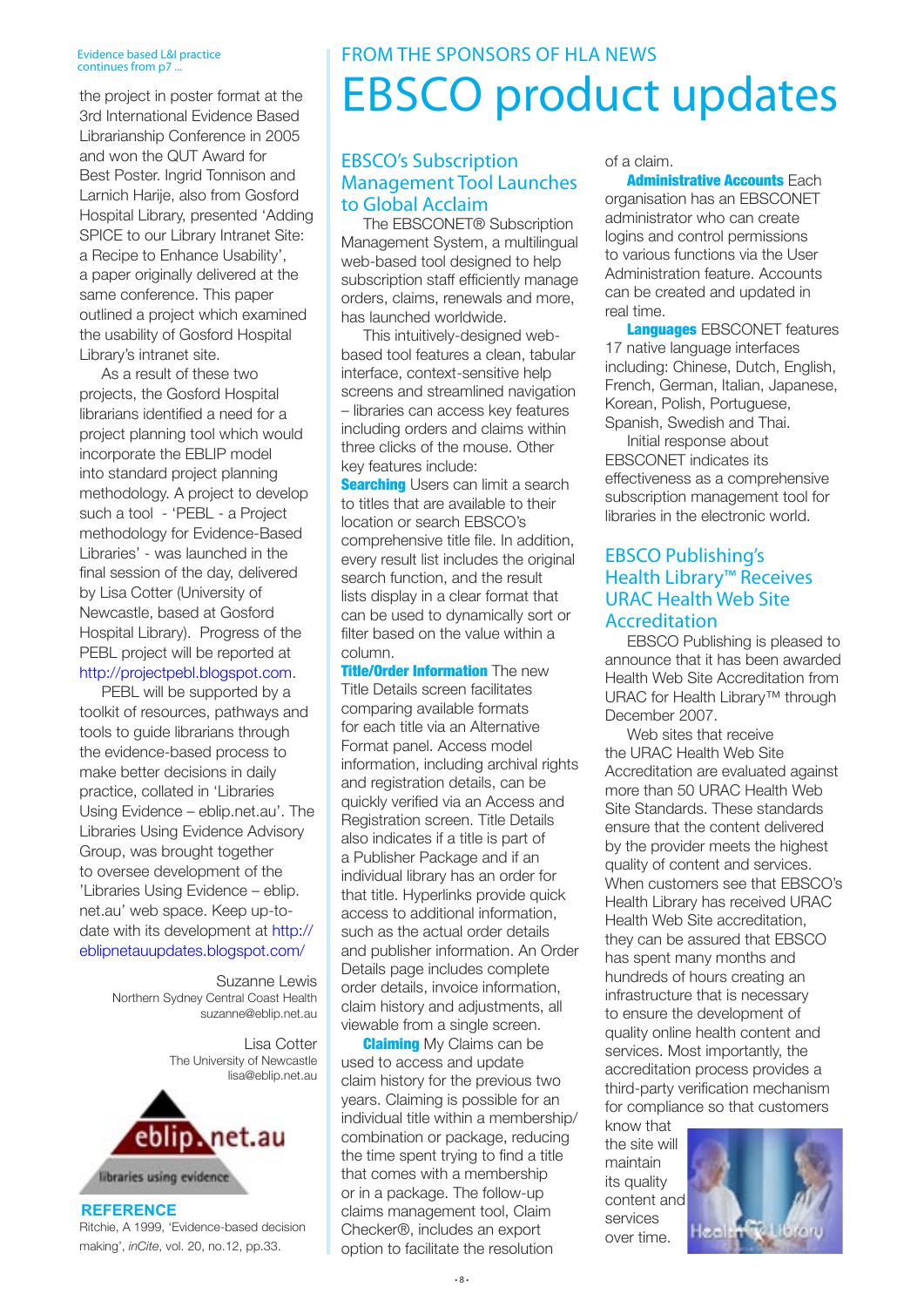Evidence based L&I practice continues from p7 ...

the project in poster format at the 3rd International Evidence Based Librarianship Conference in 2005 and won the QUT Award for Best Poster. Ingrid Tonnison and Larnich Harije, also from Gosford Hospital Library, presented 'Adding SPICE to our Library Intranet Site: a Recipe to Enhance Usability', a paper originally delivered at the same conference. This paper outlined a project which examined the usability of Gosford Hospital Library's intranet site.

As a result of these two projects, the Gosford Hospital librarians identified a need for a project planning tool which would incorporate the EBLIP model into standard project planning methodology. A project to develop such a tool - 'PEBL - a Project methodology for Evidence-Based Libraries' - was launched in the final session of the day, delivered by Lisa Cotter (University of Newcastle, based at Gosford Hospital Library). Progress of the PEBL project will be reported at http://projectpebl.blogspot.com.

PEBL will be supported by a toolkit of resources, pathways and tools to guide librarians through the evidence-based process to make better decisions in daily practice, collated in 'Libraries Using Evidence – eblip.net.au'. The Libraries Using Evidence Advisory Group, was brought together to oversee development of the 'Libraries Using Evidence – eblip.net.au' web space. Keep up-to-date with its development at http://eblipnetauupdates.blogspot.com/

Suzanne Lewis
Northern Sydney Central Coast Health
suzanne@eblip.net.au

Lisa Cotter
The University of Newcastle
lisa@eblip.net.au

eblip.net.au
libraries using evidence

**REFERENCE**

Ritchie, A 1999, 'Evidence-based decision making', *inCite*, vol. 20, no.12, pp.33.

FROM THE SPONSORS OF HLA NEWS

# EBSCO product updates

## EBSCO's Subscription Management Tool Launches to Global Acclaim

The EBSCONET® Subscription Management System, a multilingual web-based tool designed to help subscription staff efficiently manage orders, claims, renewals and more, has launched worldwide.

This intuitively-designed web-based tool features a clean, tabular interface, context-sensitive help screens and streamlined navigation – libraries can access key features including orders and claims within three clicks of the mouse. Other key features include:

**Searching** Users can limit a search to titles that are available to their location or search EBSCO's comprehensive title file. In addition, every result list includes the original search function, and the result lists display in a clear format that can be used to dynamically sort or filter based on the value within a column.

**Title/Order Information** The new Title Details screen facilitates comparing available formats for each title via an Alternative Format panel. Access model information, including archival rights and registration details, can be quickly verified via an Access and Registration screen. Title Details also indicates if a title is part of a Publisher Package and if an individual library has an order for that title. Hyperlinks provide quick access to additional information, such as the actual order details and publisher information. An Order Details page includes complete order details, invoice information, claim history and adjustments, all viewable from a single screen.

**Claiming** My Claims can be used to access and update claim history for the previous two years. Claiming is possible for an individual title within a membership/combination or package, reducing the time spent trying to find a title that comes with a membership or in a package. The follow-up claims management tool, Claim Checker®, includes an export option to facilitate the resolution of a claim.

**Administrative Accounts** Each organisation has an EBSCONET administrator who can create logins and control permissions to various functions via the User Administration feature. Accounts can be created and updated in real time.

**Languages** EBSCONET features 17 native language interfaces including: Chinese, Dutch, English, French, German, Italian, Japanese, Korean, Polish, Portuguese, Spanish, Swedish and Thai.

Initial response about EBSCONET indicates its effectiveness as a comprehensive subscription management tool for libraries in the electronic world.

## EBSCO Publishing's Health Library™ Receives URAC Health Web Site Accreditation

EBSCO Publishing is pleased to announce that it has been awarded Health Web Site Accreditation from URAC for Health Library™ through December 2007.

Web sites that receive the URAC Health Web Site Accreditation are evaluated against more than 50 URAC Health Web Site Standards. These standards ensure that the content delivered by the provider meets the highest quality of content and services. When customers see that EBSCO's Health Library has received URAC Health Web Site accreditation, they can be assured that EBSCO has spent many months and hundreds of hours creating an infrastructure that is necessary to ensure the development of quality online health content and services. Most importantly, the accreditation process provides a third-party verification mechanism for compliance so that customers know that the site will maintain its quality content and services over time.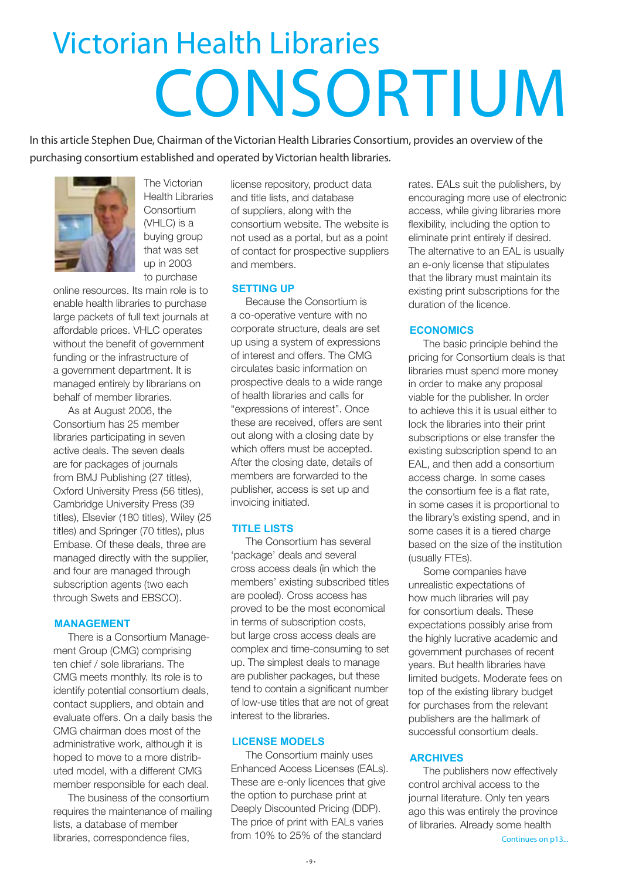# Victorian Health Libraries CONSORTIUM

In this article Stephen Due, Chairman of the Victorian Health Libraries Consortium, provides an overview of the purchasing consortium established and operated by Victorian health libraries.

The Victorian Health Libraries Consortium (VHLC) is a buying group that was set up in 2003 to purchase online resources. Its main role is to enable health libraries to purchase large packets of full text journals at affordable prices. VHLC operates without the benefit of government funding or the infrastructure of a government department. It is managed entirely by librarians on behalf of member libraries.

As at August 2006, the Consortium has 25 member libraries participating in seven active deals. The seven deals are for packages of journals from BMJ Publishing (27 titles), Oxford University Press (56 titles), Cambridge University Press (39 titles), Elsevier (180 titles), Wiley (25 titles) and Springer (70 titles), plus Embase. Of these deals, three are managed directly with the supplier, and four are managed through subscription agents (two each through Swets and EBSCO).

### MANAGEMENT

There is a Consortium Management Group (CMG) comprising ten chief / sole librarians. The CMG meets monthly. Its role is to identify potential consortium deals, contact suppliers, and obtain and evaluate offers. On a daily basis the CMG chairman does most of the administrative work, although it is hoped to move to a more distributed model, with a different CMG member responsible for each deal.

The business of the consortium requires the maintenance of mailing lists, a database of member libraries, correspondence files, license repository, product data and title lists, and database of suppliers, along with the consortium website. The website is not used as a portal, but as a point of contact for prospective suppliers and members.

### SETTING UP

Because the Consortium is a co-operative venture with no corporate structure, deals are set up using a system of expressions of interest and offers. The CMG circulates basic information on prospective deals to a wide range of health libraries and calls for "expressions of interest". Once these are received, offers are sent out along with a closing date by which offers must be accepted. After the closing date, details of members are forwarded to the publisher, access is set up and invoicing initiated.

### TITLE LISTS

The Consortium has several 'package' deals and several cross access deals (in which the members' existing subscribed titles are pooled). Cross access has proved to be the most economical in terms of subscription costs, but large cross access deals are complex and time-consuming to set up. The simplest deals to manage are publisher packages, but these tend to contain a significant number of low-use titles that are not of great interest to the libraries.

### LICENSE MODELS

The Consortium mainly uses Enhanced Access Licenses (EALs). These are e-only licences that give the option to purchase print at Deeply Discounted Pricing (DDP). The price of print with EALs varies from 10% to 25% of the standard rates. EALs suit the publishers, by encouraging more use of electronic access, while giving libraries more flexibility, including the option to eliminate print entirely if desired. The alternative to an EAL is usually an e-only license that stipulates that the library must maintain its existing print subscriptions for the duration of the licence.

### ECONOMICS

The basic principle behind the pricing for Consortium deals is that libraries must spend more money in order to make any proposal viable for the publisher. In order to achieve this it is usual either to lock the libraries into their print subscriptions or else transfer the existing subscription spend to an EAL, and then add a consortium access charge. In some cases the consortium fee is a flat rate, in some cases it is proportional to the library's existing spend, and in some cases it is a tiered charge based on the size of the institution (usually FTEs).

Some companies have unrealistic expectations of how much libraries will pay for consortium deals. These expectations possibly arise from the highly lucrative academic and government purchases of recent years. But health libraries have limited budgets. Moderate fees on top of the existing library budget for purchases from the relevant publishers are the hallmark of successful consortium deals.

### ARCHIVES

The publishers now effectively control archival access to the journal literature. Only ten years ago this was entirely the province of libraries. Already some health

Continues on p13...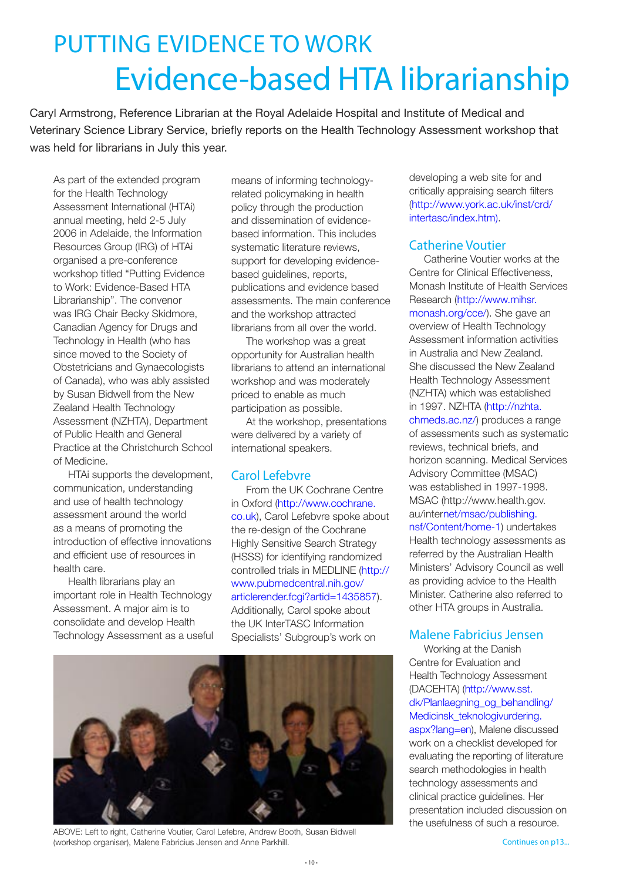# PUTTING EVIDENCE TO WORK

## Evidence-based HTA librarianship

Caryl Armstrong, Reference Librarian at the Royal Adelaide Hospital and Institute of Medical and Veterinary Science Library Service, briefly reports on the Health Technology Assessment workshop that was held for librarians in July this year.

As part of the extended program for the Health Technology Assessment International (HTAi) annual meeting, held 2-5 July 2006 in Adelaide, the Information Resources Group (IRG) of HTAi organised a pre-conference workshop titled "Putting Evidence to Work: Evidence-Based HTA Librarianship". The convenor was IRG Chair Becky Skidmore, Canadian Agency for Drugs and Technology in Health (who has since moved to the Society of Obstetricians and Gynaecologists of Canada), who was ably assisted by Susan Bidwell from the New Zealand Health Technology Assessment (NZHTA), Department of Public Health and General Practice at the Christchurch School of Medicine.

HTAi supports the development, communication, understanding and use of health technology assessment around the world as a means of promoting the introduction of effective innovations and efficient use of resources in health care.

Health librarians play an important role in Health Technology Assessment. A major aim is to consolidate and develop Health Technology Assessment as a useful means of informing technology-related policymaking in health policy through the production and dissemination of evidence-based information. This includes systematic literature reviews, support for developing evidence-based guidelines, reports, publications and evidence based assessments. The main conference and the workshop attracted librarians from all over the world.

The workshop was a great opportunity for Australian health librarians to attend an international workshop and was moderately priced to enable as much participation as possible.

At the workshop, presentations were delivered by a variety of international speakers.

### Carol Lefebvre

From the UK Cochrane Centre in Oxford (http://www.cochrane.co.uk), Carol Lefebvre spoke about the re-design of the Cochrane Highly Sensitive Search Strategy (HSSS) for identifying randomized controlled trials in MEDLINE (http://www.pubmedcentral.nih.gov/articlerender.fcgi?artid=1435857). Additionally, Carol spoke about the UK InterTASC Information Specialists' Subgroup's work on developing a web site for and critically appraising search filters (http://www.york.ac.uk/inst/crd/intertasc/index.htm).

### Catherine Voutier

Catherine Voutier works at the Centre for Clinical Effectiveness, Monash Institute of Health Services Research (http://www.mihsr.monash.org/cce/). She gave an overview of Health Technology Assessment information activities in Australia and New Zealand. She discussed the New Zealand Health Technology Assessment (NZHTA) which was established in 1997. NZHTA (http://nzhta.chmeds.ac.nz/) produces a range of assessments such as systematic reviews, technical briefs, and horizon scanning. Medical Services Advisory Committee (MSAC) was established in 1997-1998. MSAC (http://www.health.gov.au/internet/msac/publishing.nsf/Content/home-1) undertakes Health technology assessments as referred by the Australian Health Ministers' Advisory Council as well as providing advice to the Health Minister. Catherine also referred to other HTA groups in Australia.

### Malene Fabricius Jensen

Working at the Danish Centre for Evaluation and Health Technology Assessment (DACEHTA) (http://www.sst.dk/Planlaegning_og_behandling/Medicinsk_teknologivurdering.aspx?lang=en), Malene discussed work on a checklist developed for evaluating the reporting of literature search methodologies in health technology assessments and clinical practice guidelines. Her presentation included discussion on the usefulness of such a resource.

ABOVE: Left to right, Catherine Voutier, Carol Lefebre, Andrew Booth, Susan Bidwell (workshop organiser), Malene Fabricius Jensen and Anne Parkhill.

Continues on p13...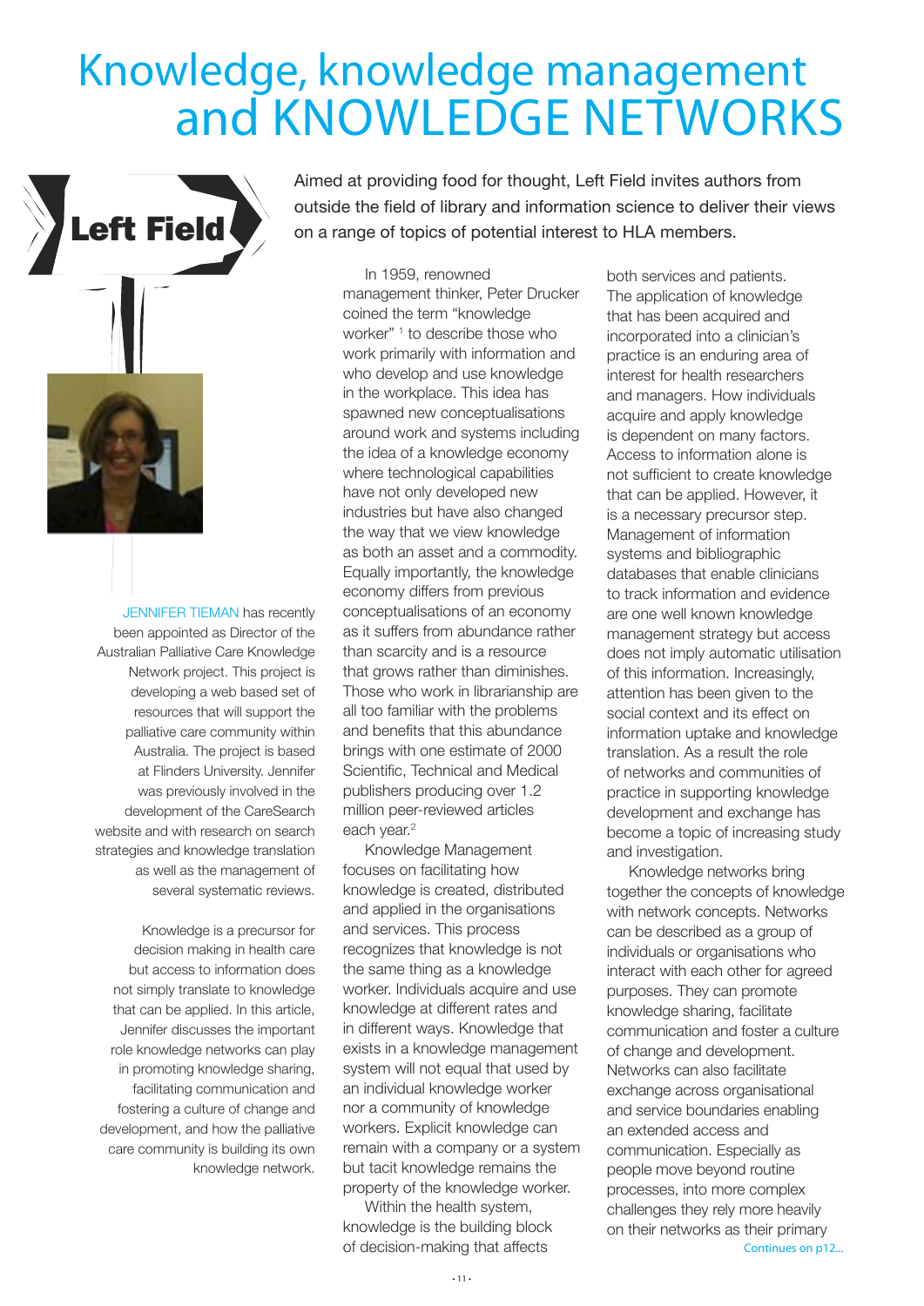# Knowledge, knowledge management and KNOWLEDGE NETWORKS

**Left Field**

Aimed at providing food for thought, Left Field invites authors from outside the field of library and information science to deliver their views on a range of topics of potential interest to HLA members.

JENNIFER TIEMAN has recently been appointed as Director of the Australian Palliative Care Knowledge Network project. This project is developing a web based set of resources that will support the palliative care community within Australia. The project is based at Flinders University. Jennifer was previously involved in the development of the CareSearch website and with research on search strategies and knowledge translation as well as the management of several systematic reviews.

Knowledge is a precursor for decision making in health care but access to information does not simply translate to knowledge that can be applied. In this article, Jennifer discusses the important role knowledge networks can play in promoting knowledge sharing, facilitating communication and fostering a culture of change and development, and how the palliative care community is building its own knowledge network.

In 1959, renowned management thinker, Peter Drucker coined the term "knowledge worker" [1] to describe those who work primarily with information and who develop and use knowledge in the workplace. This idea has spawned new conceptualisations around work and systems including the idea of a knowledge economy where technological capabilities have not only developed new industries but have also changed the way that we view knowledge as both an asset and a commodity. Equally importantly, the knowledge economy differs from previous conceptualisations of an economy as it suffers from abundance rather than scarcity and is a resource that grows rather than diminishes. Those who work in librarianship are all too familiar with the problems and benefits that this abundance brings with one estimate of 2000 Scientific, Technical and Medical publishers producing over 1.2 million peer-reviewed articles each year.[2]

Knowledge Management focuses on facilitating how knowledge is created, distributed and applied in the organisations and services. This process recognizes that knowledge is not the same thing as a knowledge worker. Individuals acquire and use knowledge at different rates and in different ways. Knowledge that exists in a knowledge management system will not equal that used by an individual knowledge worker nor a community of knowledge workers. Explicit knowledge can remain with a company or a system but tacit knowledge remains the property of the knowledge worker.

Within the health system, knowledge is the building block of decision-making that affects both services and patients. The application of knowledge that has been acquired and incorporated into a clinician's practice is an enduring area of interest for health researchers and managers. How individuals acquire and apply knowledge is dependent on many factors. Access to information alone is not sufficient to create knowledge that can be applied. However, it is a necessary precursor step. Management of information systems and bibliographic databases that enable clinicians to track information and evidence are one well known knowledge management strategy but access does not imply automatic utilisation of this information. Increasingly, attention has been given to the social context and its effect on information uptake and knowledge translation. As a result the role of networks and communities of practice in supporting knowledge development and exchange has become a topic of increasing study and investigation.

Knowledge networks bring together the concepts of knowledge with network concepts. Networks can be described as a group of individuals or organisations who interact with each other for agreed purposes. They can promote knowledge sharing, facilitate communication and foster a culture of change and development. Networks can also facilitate exchange across organisational and service boundaries enabling an extended access and communication. Especially as people move beyond routine processes, into more complex challenges they rely more heavily on their networks as their primary

Continues on p12...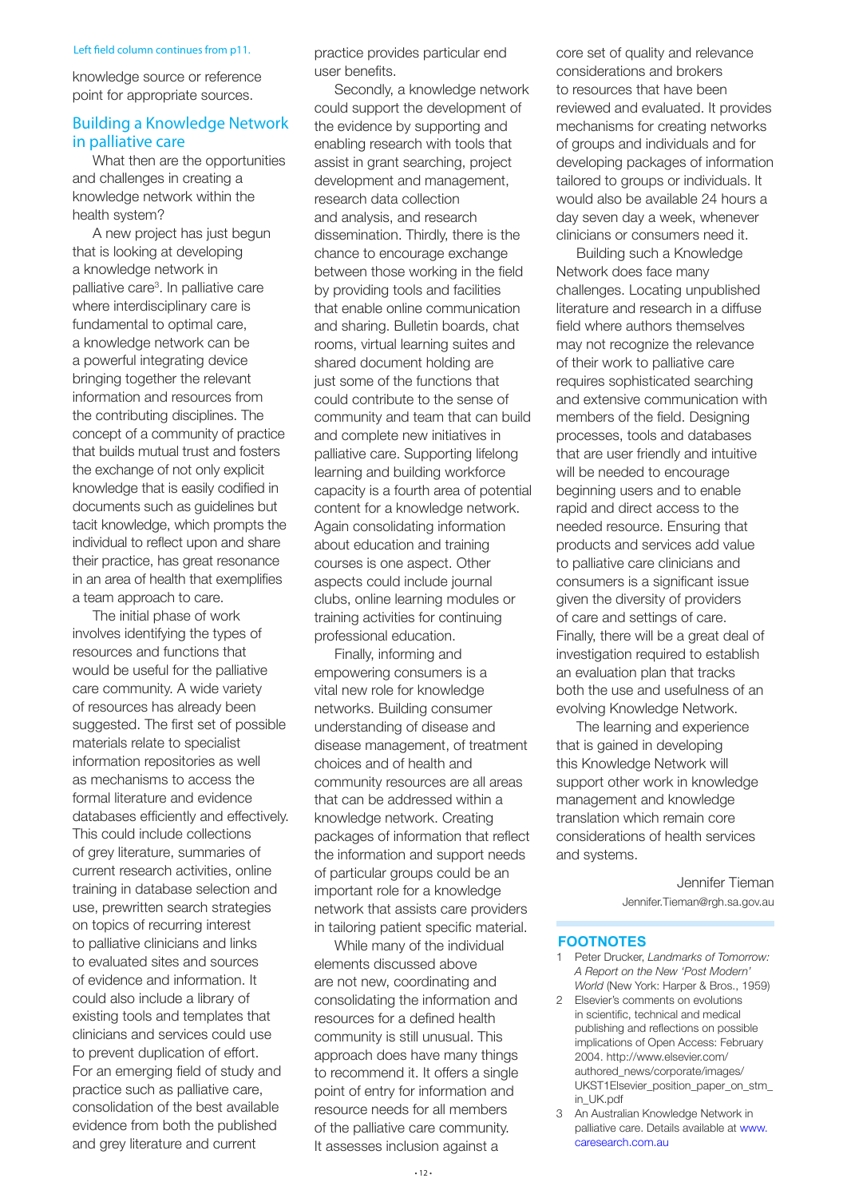Left field column continues from p11.

knowledge source or reference point for appropriate sources.

## Building a Knowledge Network in palliative care

What then are the opportunities and challenges in creating a knowledge network within the health system?

A new project has just begun that is looking at developing a knowledge network in palliative care[3]. In palliative care where interdisciplinary care is fundamental to optimal care, a knowledge network can be a powerful integrating device bringing together the relevant information and resources from the contributing disciplines. The concept of a community of practice that builds mutual trust and fosters the exchange of not only explicit knowledge that is easily codified in documents such as guidelines but tacit knowledge, which prompts the individual to reflect upon and share their practice, has great resonance in an area of health that exemplifies a team approach to care.

The initial phase of work involves identifying the types of resources and functions that would be useful for the palliative care community. A wide variety of resources has already been suggested. The first set of possible materials relate to specialist information repositories as well as mechanisms to access the formal literature and evidence databases efficiently and effectively. This could include collections of grey literature, summaries of current research activities, online training in database selection and use, prewritten search strategies on topics of recurring interest to palliative clinicians and links to evaluated sites and sources of evidence and information. It could also include a library of existing tools and templates that clinicians and services could use to prevent duplication of effort. For an emerging field of study and practice such as palliative care, consolidation of the best available evidence from both the published and grey literature and current practice provides particular end user benefits.

Secondly, a knowledge network could support the development of the evidence by supporting and enabling research with tools that assist in grant searching, project development and management, research data collection and analysis, and research dissemination. Thirdly, there is the chance to encourage exchange between those working in the field by providing tools and facilities that enable online communication and sharing. Bulletin boards, chat rooms, virtual learning suites and shared document holding are just some of the functions that could contribute to the sense of community and team that can build and complete new initiatives in palliative care. Supporting lifelong learning and building workforce capacity is a fourth area of potential content for a knowledge network. Again consolidating information about education and training courses is one aspect. Other aspects could include journal clubs, online learning modules or training activities for continuing professional education.

Finally, informing and empowering consumers is a vital new role for knowledge networks. Building consumer understanding of disease and disease management, of treatment choices and of health and community resources are all areas that can be addressed within a knowledge network. Creating packages of information that reflect the information and support needs of particular groups could be an important role for a knowledge network that assists care providers in tailoring patient specific material.

While many of the individual elements discussed above are not new, coordinating and consolidating the information and resources for a defined health community is still unusual. This approach does have many things to recommend it. It offers a single point of entry for information and resource needs for all members of the palliative care community. It assesses inclusion against a core set of quality and relevance considerations and brokers to resources that have been reviewed and evaluated. It provides mechanisms for creating networks of groups and individuals and for developing packages of information tailored to groups or individuals. It would also be available 24 hours a day seven day a week, whenever clinicians or consumers need it.

Building such a Knowledge Network does face many challenges. Locating unpublished literature and research in a diffuse field where authors themselves may not recognize the relevance of their work to palliative care requires sophisticated searching and extensive communication with members of the field. Designing processes, tools and databases that are user friendly and intuitive will be needed to encourage beginning users and to enable rapid and direct access to the needed resource. Ensuring that products and services add value to palliative care clinicians and consumers is a significant issue given the diversity of providers of care and settings of care. Finally, there will be a great deal of investigation required to establish an evaluation plan that tracks both the use and usefulness of an evolving Knowledge Network.

The learning and experience that is gained in developing this Knowledge Network will support other work in knowledge management and knowledge translation which remain core considerations of health services and systems.

Jennifer Tieman
Jennifer.Tieman@rgh.sa.gov.au

### FOOTNOTES

1. Peter Drucker, *Landmarks of Tomorrow: A Report on the New 'Post Modern' World* (New York: Harper & Bros., 1959)
2. Elsevier's comments on evolutions in scientific, technical and medical publishing and reflections on possible implications of Open Access: February 2004. http://www.elsevier.com/authored_news/corporate/images/UKST1Elsevier_position_paper_on_stm_in_UK.pdf
3. An Australian Knowledge Network in palliative care. Details available at www.caresearch.com.au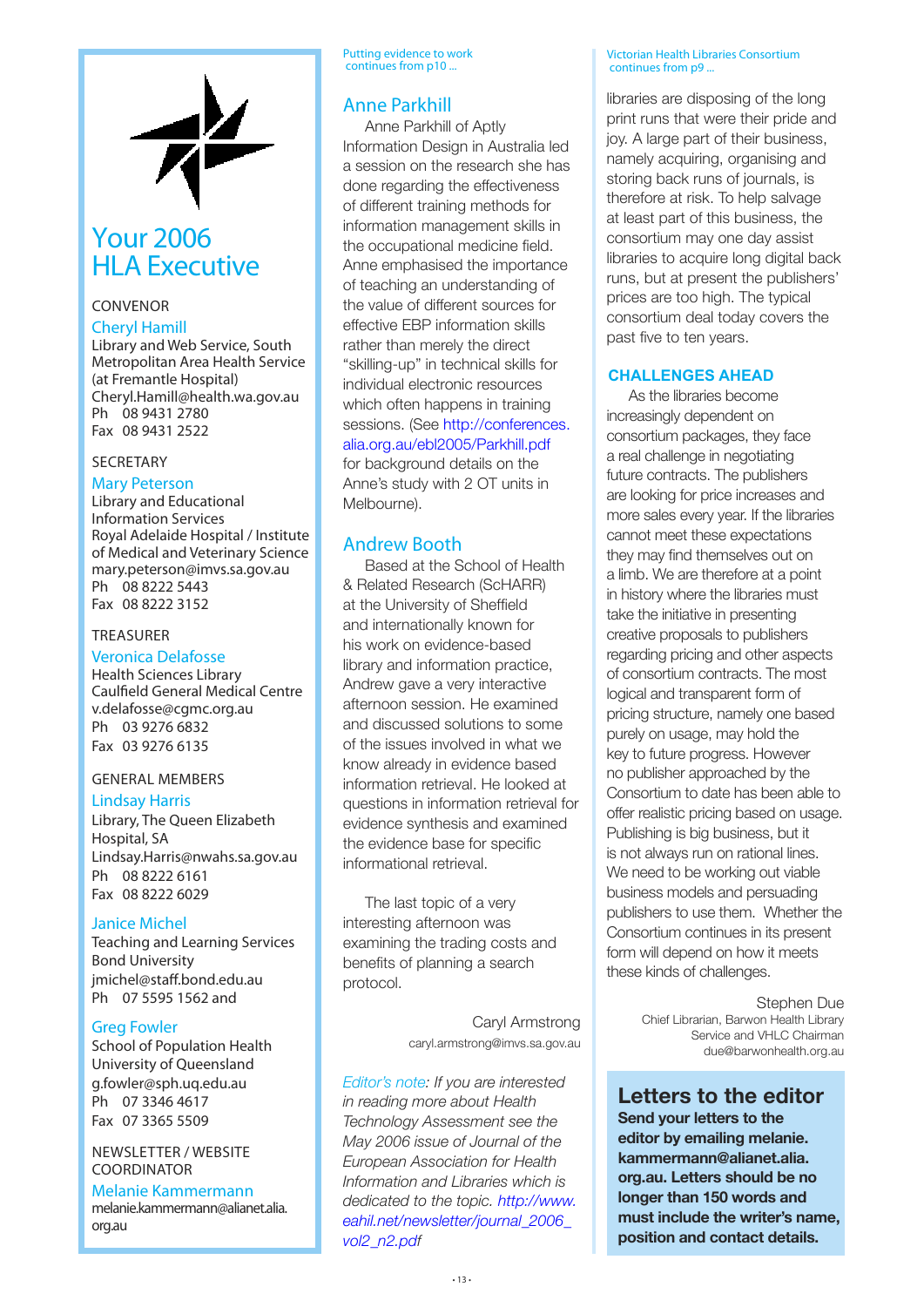# Your 2006 HLA Executive

CONVENOR

**Cheryl Hamill**
Library and Web Service, South Metropolitan Area Health Service (at Fremantle Hospital)
Cheryl.Hamill@health.wa.gov.au
Ph 08 9431 2780
Fax 08 9431 2522

SECRETARY

**Mary Peterson**
Library and Educational Information Services
Royal Adelaide Hospital / Institute of Medical and Veterinary Science
mary.peterson@imvs.sa.gov.au
Ph 08 8222 5443
Fax 08 8222 3152

TREASURER

**Veronica Delafosse**
Health Sciences Library
Caulfield General Medical Centre
v.delafosse@cgmc.org.au
Ph 03 9276 6832
Fax 03 9276 6135

GENERAL MEMBERS

**Lindsay Harris**
Library, The Queen Elizabeth Hospital, SA
Lindsay.Harris@nwahs.sa.gov.au
Ph 08 8222 6161
Fax 08 8222 6029

**Janice Michel**
Teaching and Learning Services
Bond University
jmichel@staff.bond.edu.au
Ph 07 5595 1562 and

**Greg Fowler**
School of Population Health
University of Queensland
g.fowler@sph.uq.edu.au
Ph 07 3346 4617
Fax 07 3365 5509

NEWSLETTER / WEBSITE COORDINATOR

**Melanie Kammermann**
melanie.kammermann@alianet.alia.org.au

Putting evidence to work continues from p10 ...

## Anne Parkhill

Anne Parkhill of Aptly Information Design in Australia led a session on the research she has done regarding the effectiveness of different training methods for information management skills in the occupational medicine field. Anne emphasised the importance of teaching an understanding of the value of different sources for effective EBP information skills rather than merely the direct "skilling-up" in technical skills for individual electronic resources which often happens in training sessions. (See http://conferences.alia.org.au/ebl2005/Parkhill.pdf for background details on the Anne's study with 2 OT units in Melbourne).

## Andrew Booth

Based at the School of Health & Related Research (ScHARR) at the University of Sheffield and internationally known for his work on evidence-based library and information practice, Andrew gave a very interactive afternoon session. He examined and discussed solutions to some of the issues involved in what we know already in evidence based information retrieval. He looked at questions in information retrieval for evidence synthesis and examined the evidence base for specific informational retrieval.

The last topic of a very interesting afternoon was examining the trading costs and benefits of planning a search protocol.

Caryl Armstrong
caryl.armstrong@imvs.sa.gov.au

*Editor's note: If you are interested in reading more about Health Technology Assessment see the May 2006 issue of Journal of the European Association for Health Information and Libraries which is dedicated to the topic. http://www.eahil.net/newsletter/journal_2006_vol2_n2.pdf*

Victorian Health Libraries Consortium continues from p9 ...

libraries are disposing of the long print runs that were their pride and joy. A large part of their business, namely acquiring, organising and storing back runs of journals, is therefore at risk. To help salvage at least part of this business, the consortium may one day assist libraries to acquire long digital back runs, but at present the publishers' prices are too high. The typical consortium deal today covers the past five to ten years.

### CHALLENGES AHEAD

As the libraries become increasingly dependent on consortium packages, they face a real challenge in negotiating future contracts. The publishers are looking for price increases and more sales every year. If the libraries cannot meet these expectations they may find themselves out on a limb. We are therefore at a point in history where the libraries must take the initiative in presenting creative proposals to publishers regarding pricing and other aspects of consortium contracts. The most logical and transparent form of pricing structure, namely one based purely on usage, may hold the key to future progress. However no publisher approached by the Consortium to date has been able to offer realistic pricing based on usage. Publishing is big business, but it is not always run on rational lines. We need to be working out viable business models and persuading publishers to use them. Whether the Consortium continues in its present form will depend on how it meets these kinds of challenges.

Stephen Due
Chief Librarian, Barwon Health Library Service and VHLC Chairman
due@barwonhealth.org.au

## Letters to the editor

**Send your letters to the editor by emailing melanie.kammermann@alianet.alia.org.au. Letters should be no longer than 150 words and must include the writer's name, position and contact details.**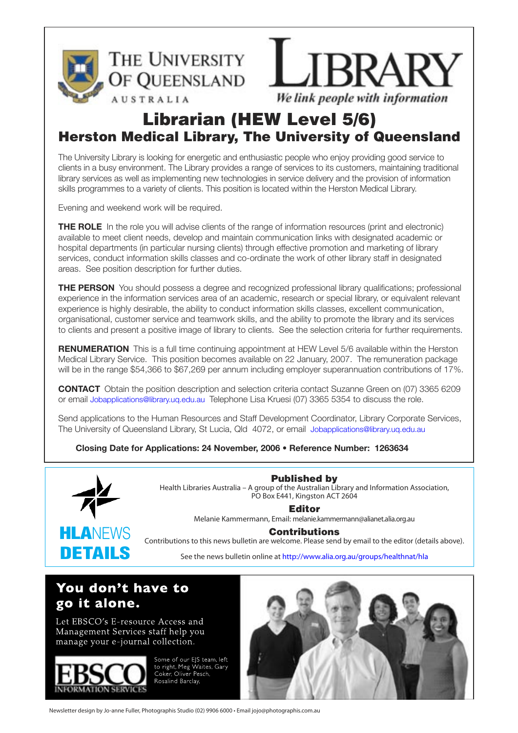THE UNIVERSITY OF QUEENSLAND AUSTRALIA

LIBRARY

*We link people with information*

# Librarian (HEW Level 5/6)

## Herston Medical Library, The University of Queensland

The University Library is looking for energetic and enthusiastic people who enjoy providing good service to clients in a busy environment. The Library provides a range of services to its customers, maintaining traditional library services as well as implementing new technologies in service delivery and the provision of information skills programmes to a variety of clients. This position is located within the Herston Medical Library.

Evening and weekend work will be required.

**THE ROLE** In the role you will advise clients of the range of information resources (print and electronic) available to meet client needs, develop and maintain communication links with designated academic or hospital departments (in particular nursing clients) through effective promotion and marketing of library services, conduct information skills classes and co-ordinate the work of other library staff in designated areas. See position description for further duties.

**THE PERSON** You should possess a degree and recognized professional library qualifications; professional experience in the information services area of an academic, research or special library, or equivalent relevant experience is highly desirable, the ability to conduct information skills classes, excellent communication, organisational, customer service and teamwork skills, and the ability to promote the library and its services to clients and present a positive image of library to clients. See the selection criteria for further requirements.

**RENUMERATION** This is a full time continuing appointment at HEW Level 5/6 available within the Herston Medical Library Service. This position becomes available on 22 January, 2007. The remuneration package will be in the range $54,366 to $67,269 per annum including employer superannuation contributions of 17%.

**CONTACT** Obtain the position description and selection criteria contact Suzanne Green on (07) 3365 6209 or email Jobapplications@library.uq.edu.au Telephone Lisa Kruesi (07) 3365 5354 to discuss the role.

Send applications to the Human Resources and Staff Development Coordinator, Library Corporate Services, The University of Queensland Library, St Lucia, Qld 4072, or email Jobapplications@library.uq.edu.au

**Closing Date for Applications: 24 November, 2006 • Reference Number: 1263634**

## HLANEWS DETAILS

**Published by**

Health Libraries Australia – A group of the Australian Library and Information Association, PO Box E441, Kingston ACT 2604

**Editor**

Melanie Kammermann, Email: melanie.kammermann@alianet.alia.org.au

**Contributions**

Contributions to this news bulletin are welcome. Please send by email to the editor (details above).

See the news bulletin online at http://www.alia.org.au/groups/healthnat/hla

**You don't have to go it alone.**

Let EBSCO's E-resource Access and Management Services staff help you manage your e-journal collection.

EBSCO INFORMATION SERVICES

Some of our EJS team, left to right, Meg Waites, Gary Coker, Oliver Pesch, Rosalind Barclay.

Newsletter design by Jo-anne Fuller, Photographis Studio (02) 9906 6000 • Email jojo@photographis.com.au